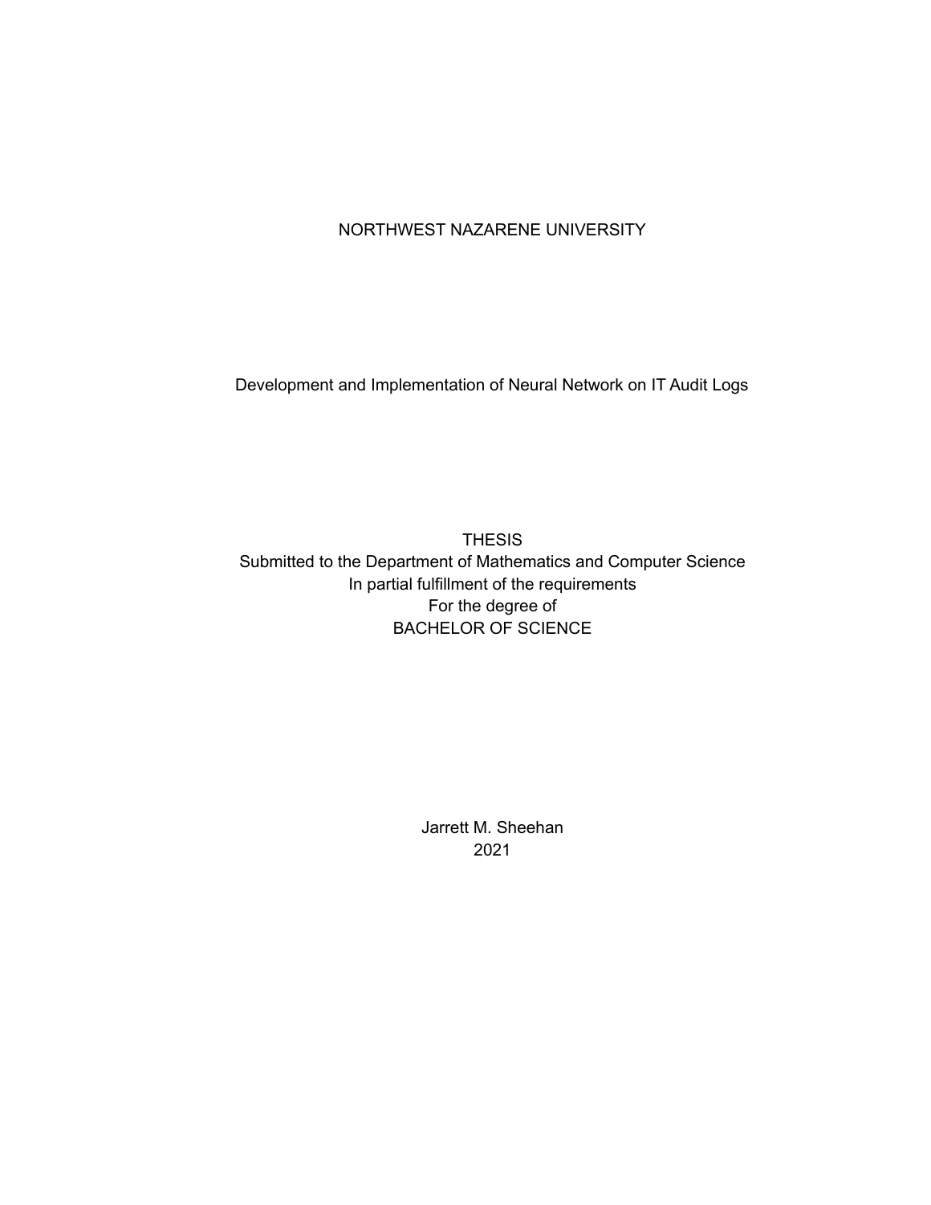NORTHWEST NAZARENE UNIVERSITY

# Development and Implementation of Neural Network on IT Audit Logs

THESIS
Submitted to the Department of Mathematics and Computer Science
In partial fulfillment of the requirements
For the degree of
BACHELOR OF SCIENCE

Jarrett M. Sheehan
2021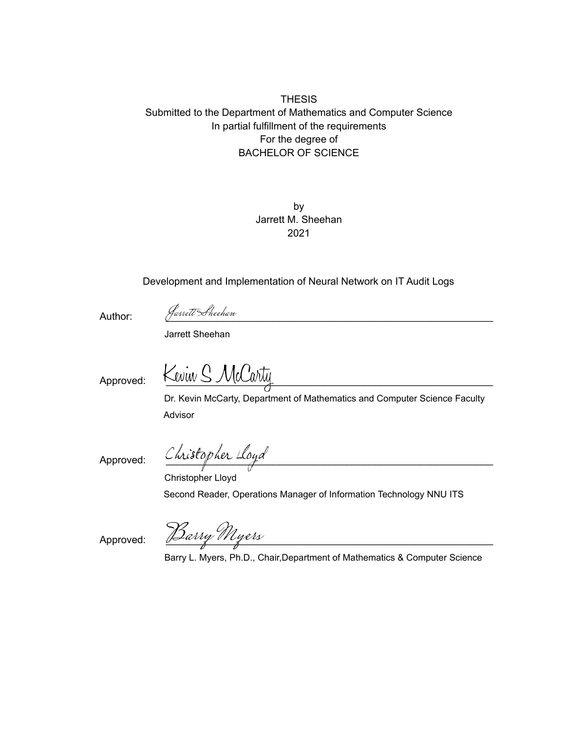THESIS
Submitted to the Department of Mathematics and Computer Science
In partial fulfillment of the requirements
For the degree of
BACHELOR OF SCIENCE

by
Jarrett M. Sheehan
2021

Development and Implementation of Neural Network on IT Audit Logs

Author: *Jarrett Sheehan*
Jarrett Sheehan

Approved: *Kevin S McCarty*
Dr. Kevin McCarty, Department of Mathematics and Computer Science Faculty Advisor

Approved: *Christopher Lloyd*
Christopher Lloyd
Second Reader, Operations Manager of Information Technology NNU ITS

Approved: *Barry Myers*
Barry L. Myers, Ph.D., Chair,Department of Mathematics & Computer Science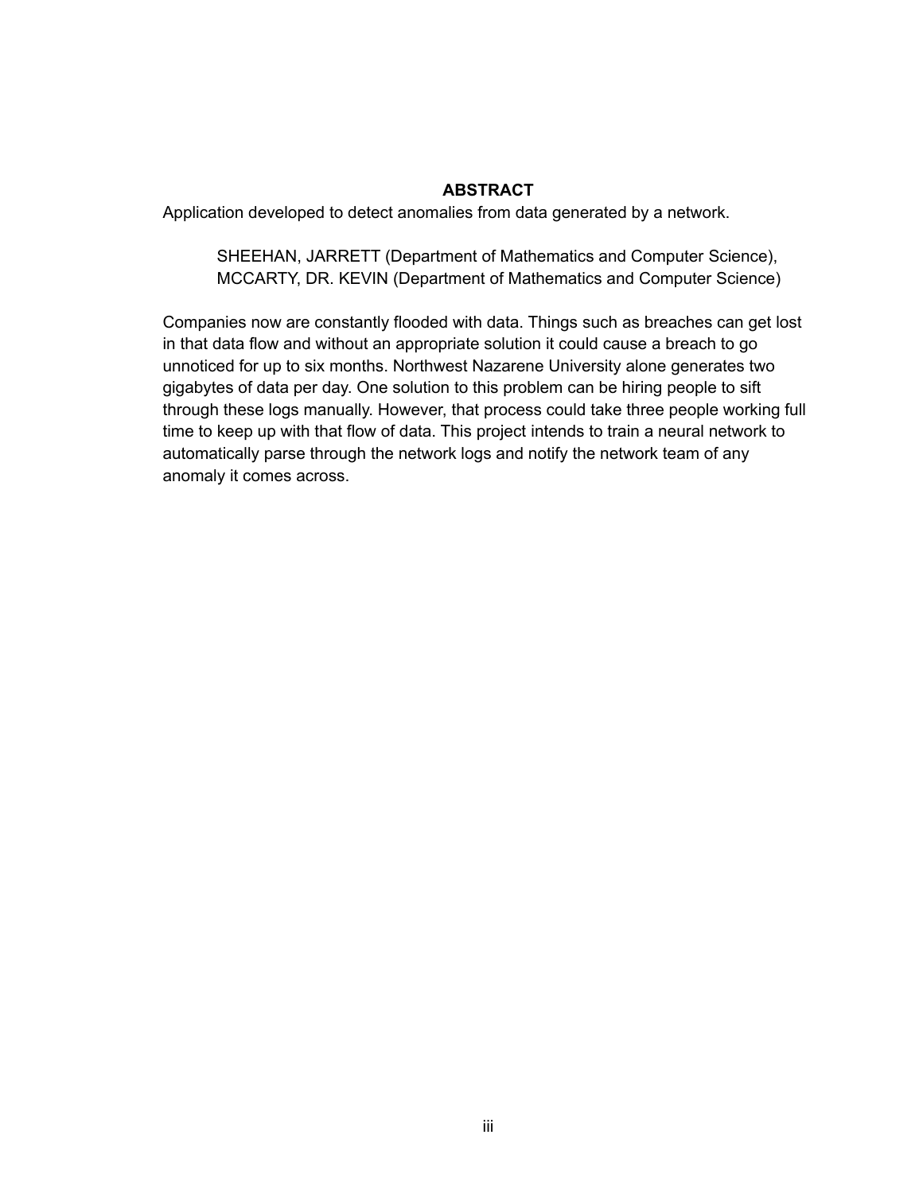## ABSTRACT

Application developed to detect anomalies from data generated by a network.

SHEEHAN, JARRETT (Department of Mathematics and Computer Science), MCCARTY, DR. KEVIN (Department of Mathematics and Computer Science)

Companies now are constantly flooded with data. Things such as breaches can get lost in that data flow and without an appropriate solution it could cause a breach to go unnoticed for up to six months. Northwest Nazarene University alone generates two gigabytes of data per day. One solution to this problem can be hiring people to sift through these logs manually. However, that process could take three people working full time to keep up with that flow of data. This project intends to train a neural network to automatically parse through the network logs and notify the network team of any anomaly it comes across.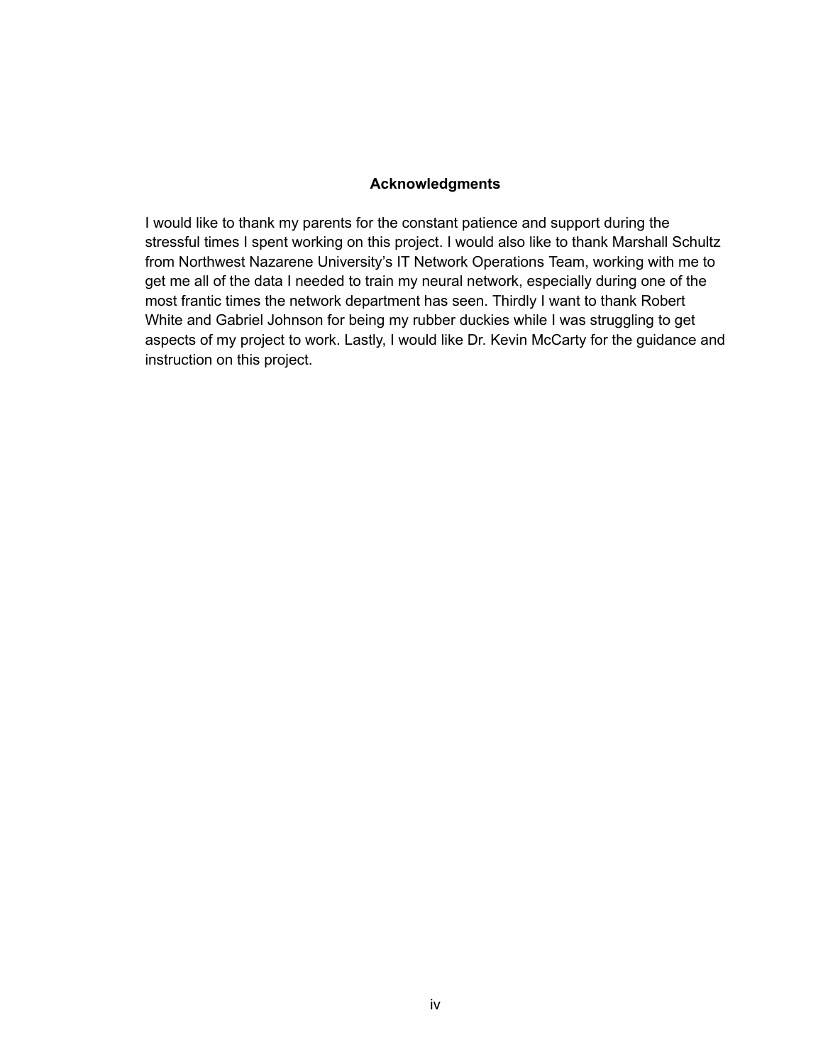## Acknowledgments

I would like to thank my parents for the constant patience and support during the stressful times I spent working on this project. I would also like to thank Marshall Schultz from Northwest Nazarene University's IT Network Operations Team, working with me to get me all of the data I needed to train my neural network, especially during one of the most frantic times the network department has seen. Thirdly I want to thank Robert White and Gabriel Johnson for being my rubber duckies while I was struggling to get aspects of my project to work. Lastly, I would like Dr. Kevin McCarty for the guidance and instruction on this project.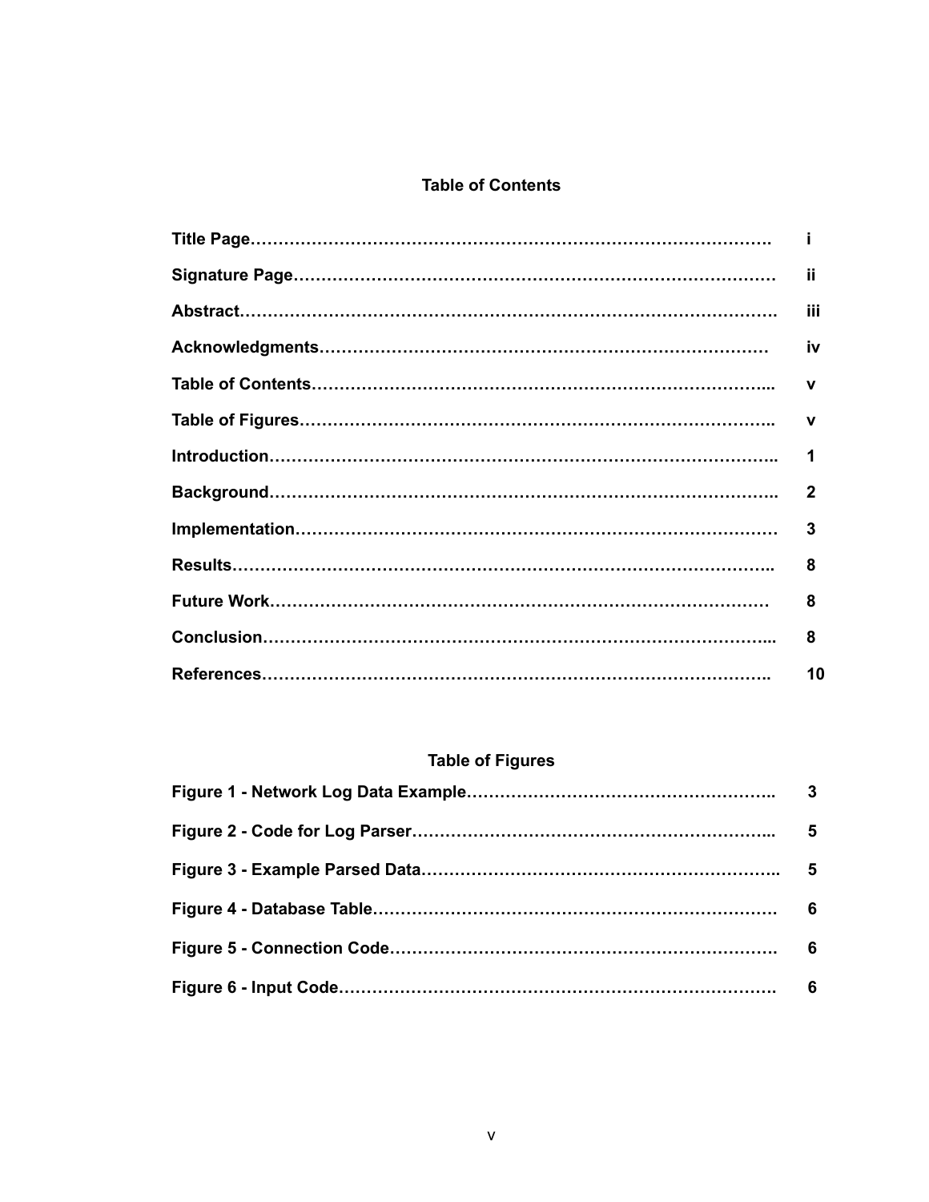## Table of Contents

| | |
|---|---|
| **Title Page** | **i** |
| **Signature Page** | **ii** |
| **Abstract** | **iii** |
| **Acknowledgments** | **iv** |
| **Table of Contents** | **v** |
| **Table of Figures** | **v** |
| **Introduction** | **1** |
| **Background** | **2** |
| **Implementation** | **3** |
| **Results** | **8** |
| **Future Work** | **8** |
| **Conclusion** | **8** |
| **References** | **10** |

## Table of Figures

| | |
|---|---|
| **Figure 1 - Network Log Data Example** | **3** |
| **Figure 2 - Code for Log Parser** | **5** |
| **Figure 3 - Example Parsed Data** | **5** |
| **Figure 4 - Database Table** | **6** |
| **Figure 5 - Connection Code** | **6** |
| **Figure 6 - Input Code** | **6** |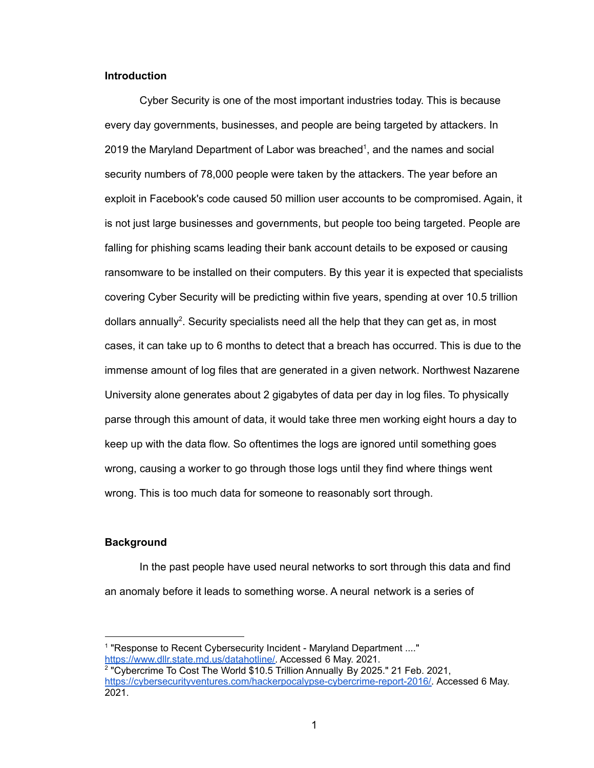## Introduction

Cyber Security is one of the most important industries today. This is because every day governments, businesses, and people are being targeted by attackers. In 2019 the Maryland Department of Labor was breached[1], and the names and social security numbers of 78,000 people were taken by the attackers. The year before an exploit in Facebook's code caused 50 million user accounts to be compromised. Again, it is not just large businesses and governments, but people too being targeted. People are falling for phishing scams leading their bank account details to be exposed or causing ransomware to be installed on their computers. By this year it is expected that specialists covering Cyber Security will be predicting within five years, spending at over 10.5 trillion dollars annually[2]. Security specialists need all the help that they can get as, in most cases, it can take up to 6 months to detect that a breach has occurred. This is due to the immense amount of log files that are generated in a given network. Northwest Nazarene University alone generates about 2 gigabytes of data per day in log files. To physically parse through this amount of data, it would take three men working eight hours a day to keep up with the data flow. So oftentimes the logs are ignored until something goes wrong, causing a worker to go through those logs until they find where things went wrong. This is too much data for someone to reasonably sort through.

## Background

In the past people have used neural networks to sort through this data and find an anomaly before it leads to something worse. A neural network is a series of

---

[1] "Response to Recent Cybersecurity Incident - Maryland Department ...." https://www.dllr.state.md.us/datahotline/. Accessed 6 May. 2021.

[2] "Cybercrime To Cost The World $10.5 Trillion Annually By 2025." 21 Feb. 2021, https://cybersecurityventures.com/hackerpocalypse-cybercrime-report-2016/. Accessed 6 May. 2021.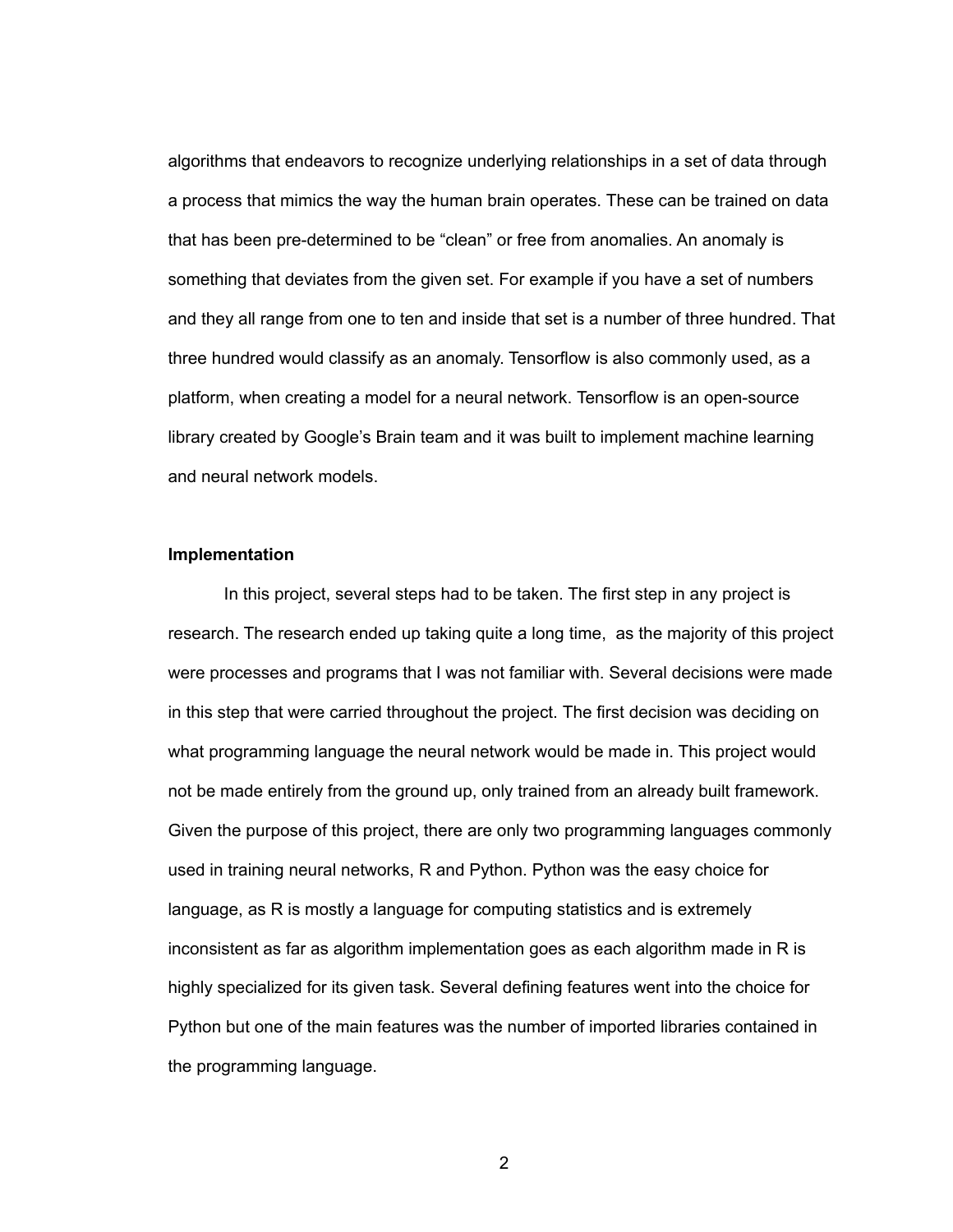algorithms that endeavors to recognize underlying relationships in a set of data through a process that mimics the way the human brain operates. These can be trained on data that has been pre-determined to be "clean" or free from anomalies. An anomaly is something that deviates from the given set. For example if you have a set of numbers and they all range from one to ten and inside that set is a number of three hundred. That three hundred would classify as an anomaly. Tensorflow is also commonly used, as a platform, when creating a model for a neural network. Tensorflow is an open-source library created by Google's Brain team and it was built to implement machine learning and neural network models.

**Implementation**

In this project, several steps had to be taken. The first step in any project is research. The research ended up taking quite a long time, as the majority of this project were processes and programs that I was not familiar with. Several decisions were made in this step that were carried throughout the project. The first decision was deciding on what programming language the neural network would be made in. This project would not be made entirely from the ground up, only trained from an already built framework. Given the purpose of this project, there are only two programming languages commonly used in training neural networks, R and Python. Python was the easy choice for language, as R is mostly a language for computing statistics and is extremely inconsistent as far as algorithm implementation goes as each algorithm made in R is highly specialized for its given task. Several defining features went into the choice for Python but one of the main features was the number of imported libraries contained in the programming language.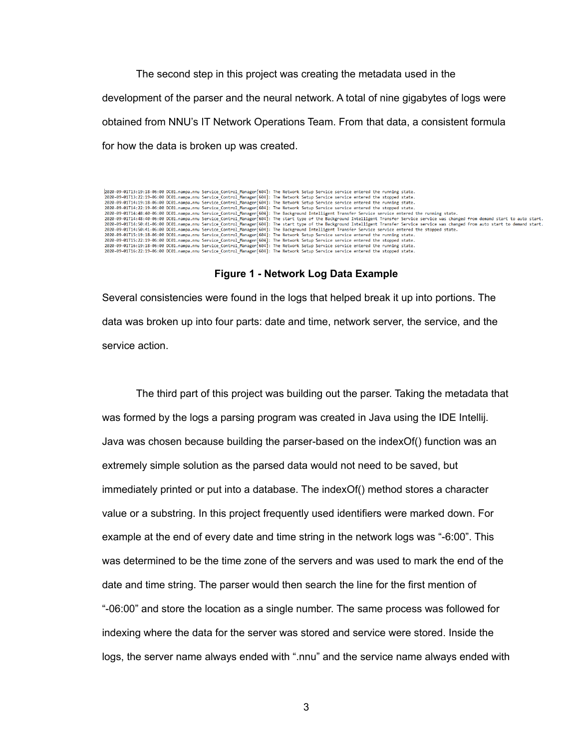The second step in this project was creating the metadata used in the development of the parser and the neural network. A total of nine gigabytes of logs were obtained from NNU's IT Network Operations Team. From that data, a consistent formula for how the data is broken up was created.

```
2020-09-01T13:19:18-06:00 DC01.nampa.nnu Service_Control_Manager[604]: The Network Setup Service service entered the running state.
2020-09-01T13:22:19-06:00 DC01.nampa.nnu Service_Control_Manager[604]: The Network Setup Service service entered the stopped state.
2020-09-01T14:19:18-06:00 DC01.nampa.nnu Service_Control_Manager[604]: The Network Setup Service service entered the running state.
2020-09-01T14:22:19-06:00 DC01.nampa.nnu Service_Control_Manager[604]: The Network Setup Service service entered the stopped state.
2020-09-01T14:48:40-06:00 DC01.nampa.nnu Service_Control_Manager[604]: The Background Intelligent Transfer Service service entered the running state.
2020-09-01T14:48:40-06:00 DC01.nampa.nnu Service_Control_Manager[604]: The start type of the Background Intelligent Transfer Service service was changed from demand start to auto start.
2020-09-01T14:50:41-06:00 DC01.nampa.nnu Service_Control_Manager[604]: The start type of the Background Intelligent Transfer Service service was changed from auto start to demand start.
2020-09-01T14:50:41-06:00 DC01.nampa.nnu Service_Control_Manager[604]: The Background Intelligent Transfer Service service entered the stopped state.
2020-09-01T15:19:18-06:00 DC01.nampa.nnu Service_Control_Manager[604]: The Network Setup Service service entered the running state.
2020-09-01T15:22:19-06:00 DC01.nampa.nnu Service_Control_Manager[604]: The Network Setup Service service entered the stopped state.
2020-09-01T16:19:18-06:00 DC01.nampa.nnu Service_Control_Manager[604]: The Network Setup Service service entered the running state.
2020-09-01T16:22:19-06:00 DC01.nampa.nnu Service_Control_Manager[604]: The Network Setup Service service entered the stopped state.
```

**Figure 1 - Network Log Data Example**

Several consistencies were found in the logs that helped break it up into portions. The data was broken up into four parts: date and time, network server, the service, and the service action.

The third part of this project was building out the parser. Taking the metadata that was formed by the logs a parsing program was created in Java using the IDE Intellij. Java was chosen because building the parser-based on the indexOf() function was an extremely simple solution as the parsed data would not need to be saved, but immediately printed or put into a database. The indexOf() method stores a character value or a substring. In this project frequently used identifiers were marked down. For example at the end of every date and time string in the network logs was "-6:00". This was determined to be the time zone of the servers and was used to mark the end of the date and time string. The parser would then search the line for the first mention of "-06:00" and store the location as a single number. The same process was followed for indexing where the data for the server was stored and service were stored. Inside the logs, the server name always ended with ".nnu" and the service name always ended with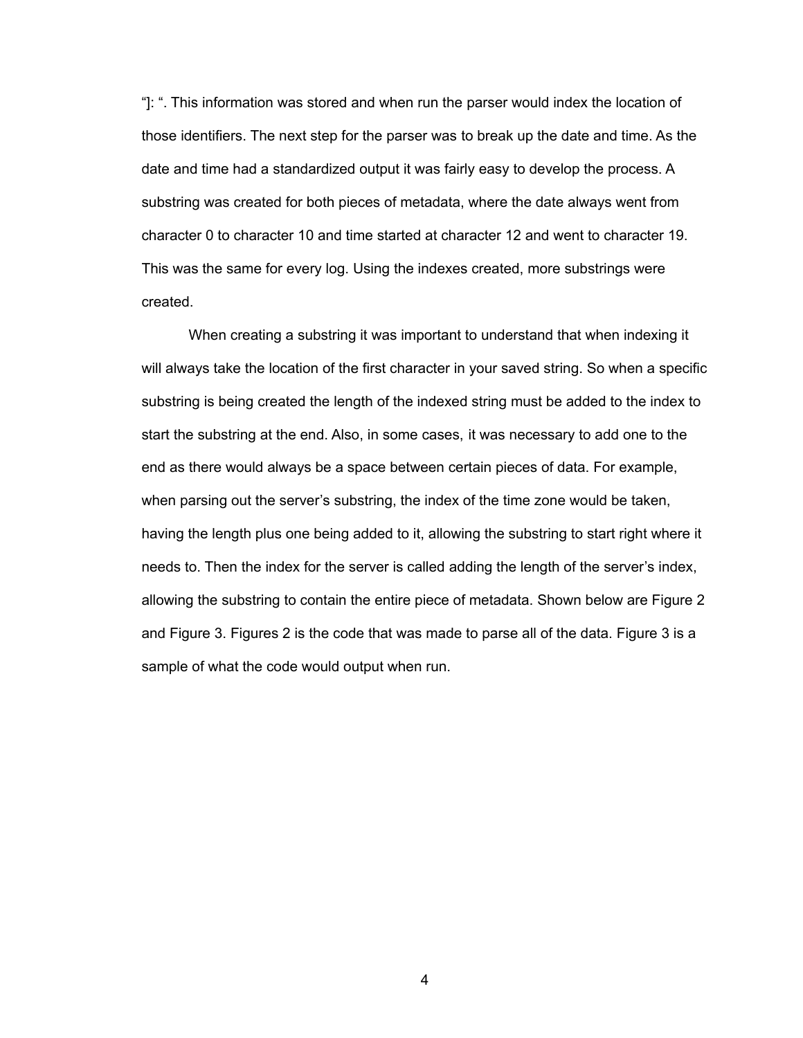"]: ". This information was stored and when run the parser would index the location of those identifiers. The next step for the parser was to break up the date and time. As the date and time had a standardized output it was fairly easy to develop the process. A substring was created for both pieces of metadata, where the date always went from character 0 to character 10 and time started at character 12 and went to character 19. This was the same for every log. Using the indexes created, more substrings were created.

When creating a substring it was important to understand that when indexing it will always take the location of the first character in your saved string. So when a specific substring is being created the length of the indexed string must be added to the index to start the substring at the end. Also, in some cases, it was necessary to add one to the end as there would always be a space between certain pieces of data. For example, when parsing out the server's substring, the index of the time zone would be taken, having the length plus one being added to it, allowing the substring to start right where it needs to. Then the index for the server is called adding the length of the server's index, allowing the substring to contain the entire piece of metadata. Shown below are Figure 2 and Figure 3. Figures 2 is the code that was made to parse all of the data. Figure 3 is a sample of what the code would output when run.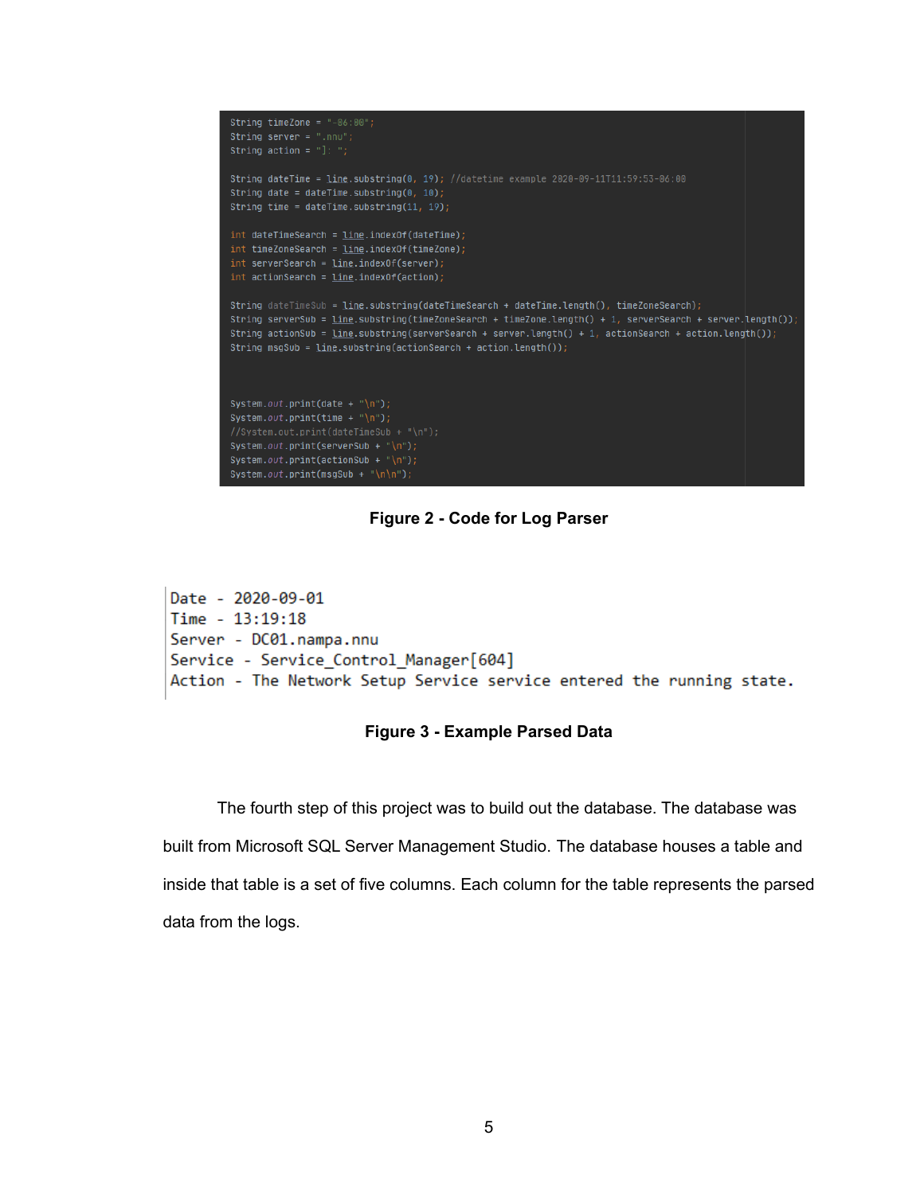```
String timeZone = "-06:00";
String server = ".nnu";
String action = "]: ";

String dateTime = line.substring(0, 19); //datetime example 2020-09-11T11:59:53-06:00
String date = dateTime.substring(0, 10);
String time = dateTime.substring(11, 19);

int dateTimeSearch = line.indexOf(dateTime);
int timeZoneSearch = line.indexOf(timeZone);
int serverSearch = line.indexOf(server);
int actionSearch = line.indexOf(action);

String dateTimeSub = line.substring(dateTimeSearch + dateTime.length(), timeZoneSearch);
String serverSub = line.substring(timeZoneSearch + timeZone.length() + 1, serverSearch + server.length());
String actionSub = line.substring(serverSearch + server.length() + 1, actionSearch + action.length());
String msgSub = line.substring(actionSearch + action.length());



System.out.print(date + "\n");
System.out.print(time + "\n");
//System.out.print(dateTimeSub + "\n");
System.out.print(serverSub + "\n");
System.out.print(actionSub + "\n");
System.out.print(msgSub + "\n\n");
```

**Figure 2 - Code for Log Parser**

```
Date - 2020-09-01
Time - 13:19:18
Server - DC01.nampa.nnu
Service - Service_Control_Manager[604]
Action - The Network Setup Service service entered the running state.
```

**Figure 3 - Example Parsed Data**

The fourth step of this project was to build out the database. The database was built from Microsoft SQL Server Management Studio. The database houses a table and inside that table is a set of five columns. Each column for the table represents the parsed data from the logs.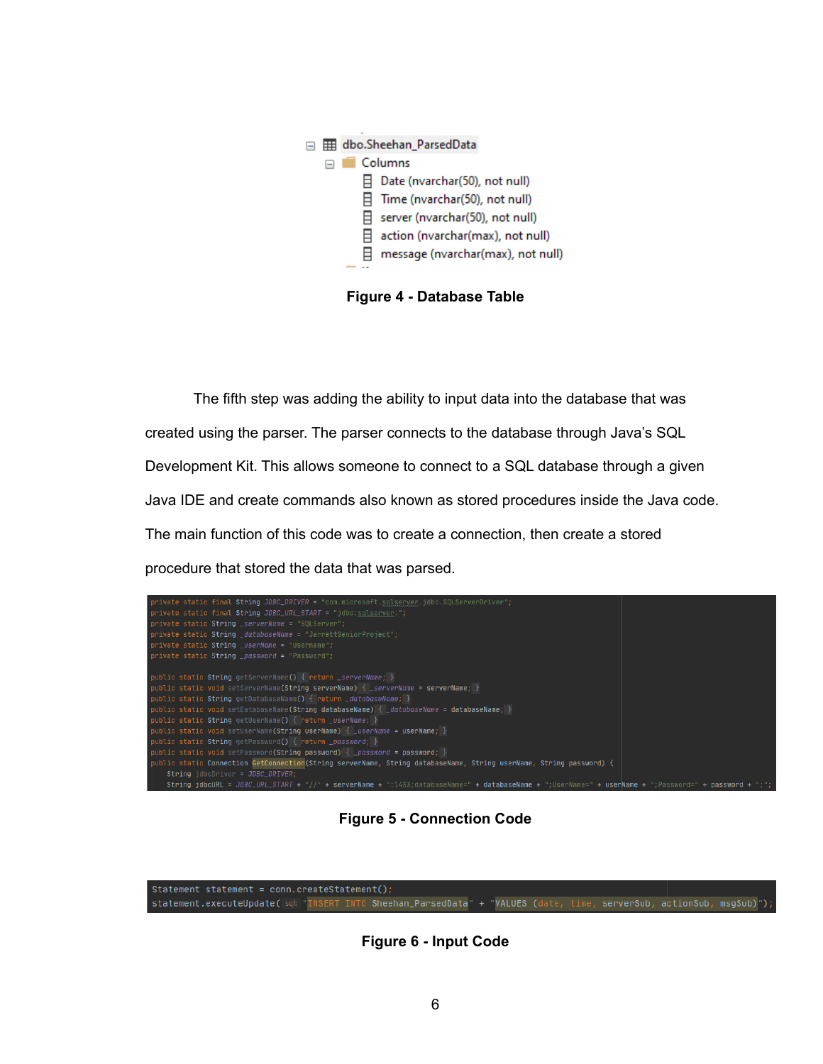```
dbo.Sheehan_ParsedData
  Columns
    Date (nvarchar(50), not null)
    Time (nvarchar(50), not null)
    server (nvarchar(50), not null)
    action (nvarchar(max), not null)
    message (nvarchar(max), not null)
```

**Figure 4 - Database Table**

The fifth step was adding the ability to input data into the database that was created using the parser. The parser connects to the database through Java's SQL Development Kit. This allows someone to connect to a SQL database through a given Java IDE and create commands also known as stored procedures inside the Java code. The main function of this code was to create a connection, then create a stored procedure that stored the data that was parsed.

```java
private static final String JDBC_DRIVER = "com.microsoft.sqlserver.jdbc.SQLServerDriver";
private static final String JDBC_URL_START = "jdbc:sqlserver:";
private static String _serverName = "SQLServer";
private static String _databaseName = "JarrettSeniorProject";
private static String _userName = "Username";
private static String _password = "Password";

public static String getServerName() { return _serverName; }
public static void setServerName(String serverName) { _serverName = serverName; }
public static String getDatabaseName() { return _databaseName; }
public static void setDatabaseName(String databaseName) { _databaseName = databaseName; }
public static String getUserName() { return _userName; }
public static void setUserName(String userName) { _userName = userName; }
public static String getPassword() { return _password; }
public static void setPassword(String password) { _password = password; }
public static Connection GetConnection(String serverName, String databaseName, String userName, String password) {
    String jdbcDriver = JDBC_DRIVER;
    String jdbcURL = JDBC_URL_START + "//" + serverName + ":1433;databaseName=" + databaseName + ";UserName=" + userName + ";Password=" + password + ";";
```

**Figure 5 - Connection Code**

```java
Statement statement = conn.createStatement();
statement.executeUpdate( sql: "INSERT INTO Sheehan_ParsedData" + "VALUES (date, time, serverSub, actionSub, msgSub)");
```

**Figure 6 - Input Code**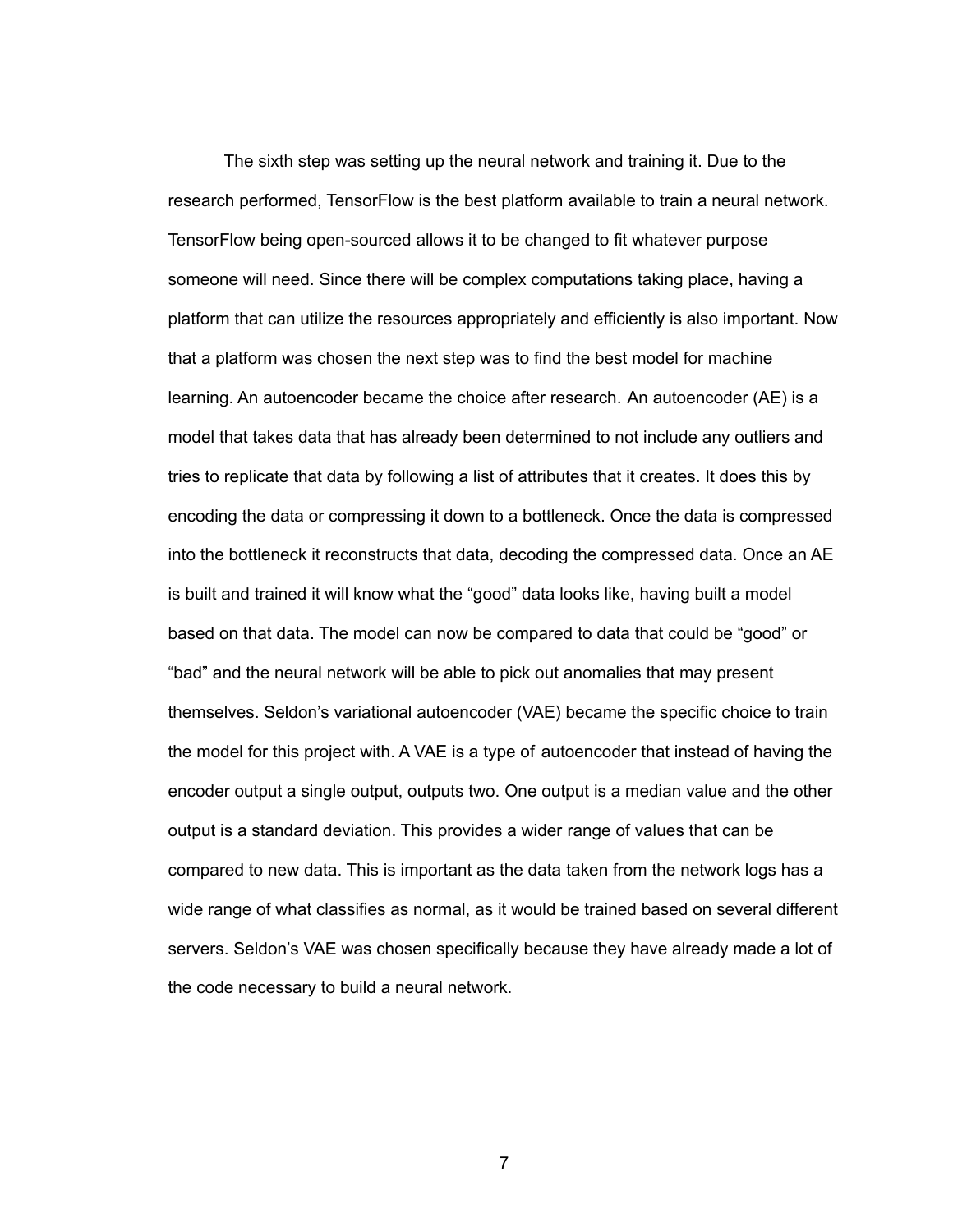The sixth step was setting up the neural network and training it. Due to the research performed, TensorFlow is the best platform available to train a neural network. TensorFlow being open-sourced allows it to be changed to fit whatever purpose someone will need. Since there will be complex computations taking place, having a platform that can utilize the resources appropriately and efficiently is also important. Now that a platform was chosen the next step was to find the best model for machine learning. An autoencoder became the choice after research. An autoencoder (AE) is a model that takes data that has already been determined to not include any outliers and tries to replicate that data by following a list of attributes that it creates. It does this by encoding the data or compressing it down to a bottleneck. Once the data is compressed into the bottleneck it reconstructs that data, decoding the compressed data. Once an AE is built and trained it will know what the "good" data looks like, having built a model based on that data. The model can now be compared to data that could be "good" or "bad" and the neural network will be able to pick out anomalies that may present themselves. Seldon's variational autoencoder (VAE) became the specific choice to train the model for this project with. A VAE is a type of autoencoder that instead of having the encoder output a single output, outputs two. One output is a median value and the other output is a standard deviation. This provides a wider range of values that can be compared to new data. This is important as the data taken from the network logs has a wide range of what classifies as normal, as it would be trained based on several different servers. Seldon's VAE was chosen specifically because they have already made a lot of the code necessary to build a neural network.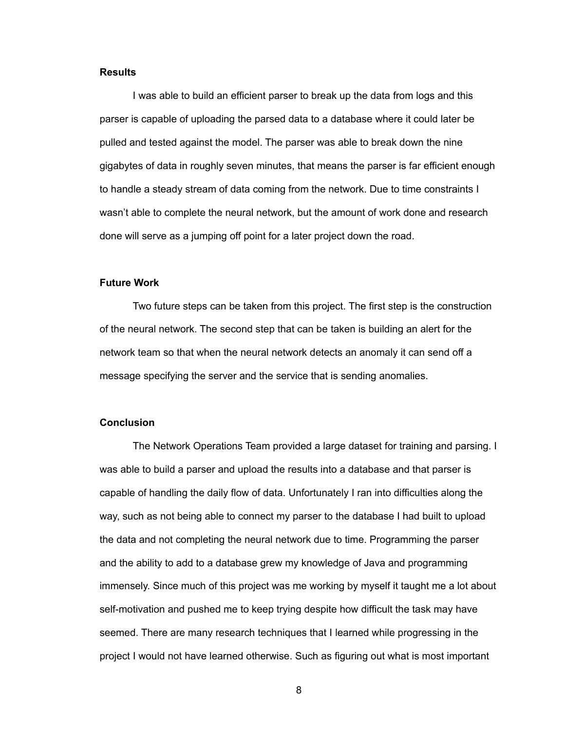## Results

I was able to build an efficient parser to break up the data from logs and this parser is capable of uploading the parsed data to a database where it could later be pulled and tested against the model. The parser was able to break down the nine gigabytes of data in roughly seven minutes, that means the parser is far efficient enough to handle a steady stream of data coming from the network. Due to time constraints I wasn't able to complete the neural network, but the amount of work done and research done will serve as a jumping off point for a later project down the road.

## Future Work

Two future steps can be taken from this project. The first step is the construction of the neural network. The second step that can be taken is building an alert for the network team so that when the neural network detects an anomaly it can send off a message specifying the server and the service that is sending anomalies.

## Conclusion

The Network Operations Team provided a large dataset for training and parsing. I was able to build a parser and upload the results into a database and that parser is capable of handling the daily flow of data. Unfortunately I ran into difficulties along the way, such as not being able to connect my parser to the database I had built to upload the data and not completing the neural network due to time. Programming the parser and the ability to add to a database grew my knowledge of Java and programming immensely. Since much of this project was me working by myself it taught me a lot about self-motivation and pushed me to keep trying despite how difficult the task may have seemed. There are many research techniques that I learned while progressing in the project I would not have learned otherwise. Such as figuring out what is most important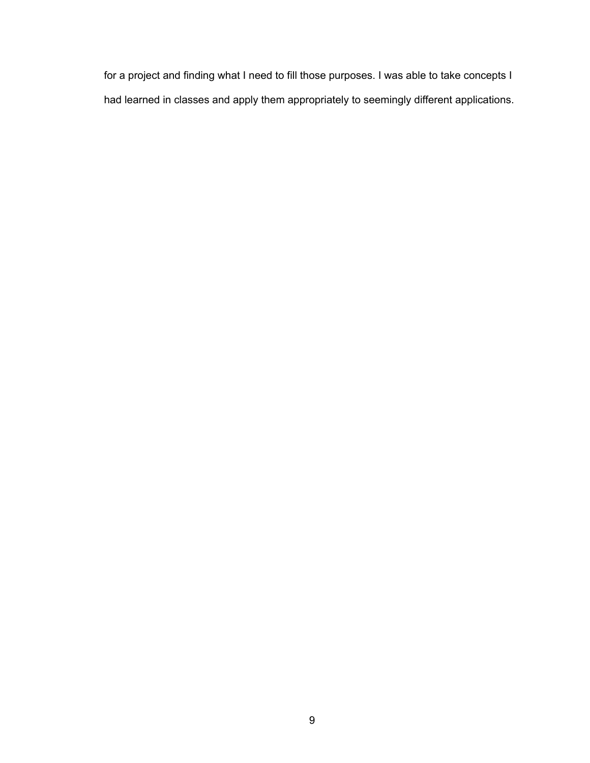for a project and finding what I need to fill those purposes. I was able to take concepts I had learned in classes and apply them appropriately to seemingly different applications.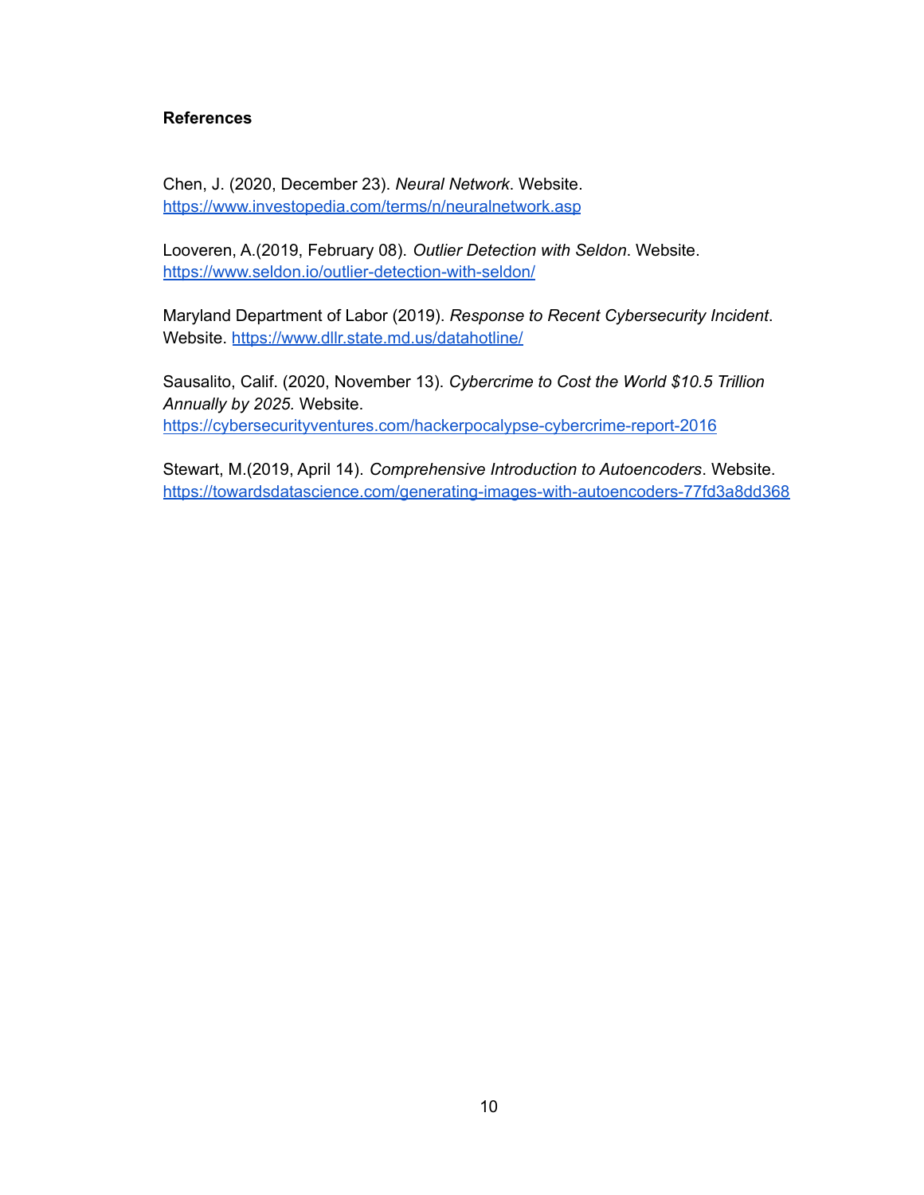**References**

Chen, J. (2020, December 23). *Neural Network*. Website. https://www.investopedia.com/terms/n/neuralnetwork.asp

Looveren, A.(2019, February 08). *Outlier Detection with Seldon*. Website. https://www.seldon.io/outlier-detection-with-seldon/

Maryland Department of Labor (2019). *Response to Recent Cybersecurity Incident*. Website. https://www.dllr.state.md.us/datahotline/

Sausalito, Calif. (2020, November 13). *Cybercrime to Cost the World $10.5 Trillion Annually by 2025.* Website. https://cybersecurityventures.com/hackerpocalypse-cybercrime-report-2016

Stewart, M.(2019, April 14). *Comprehensive Introduction to Autoencoders*. Website. https://towardsdatascience.com/generating-images-with-autoencoders-77fd3a8dd368